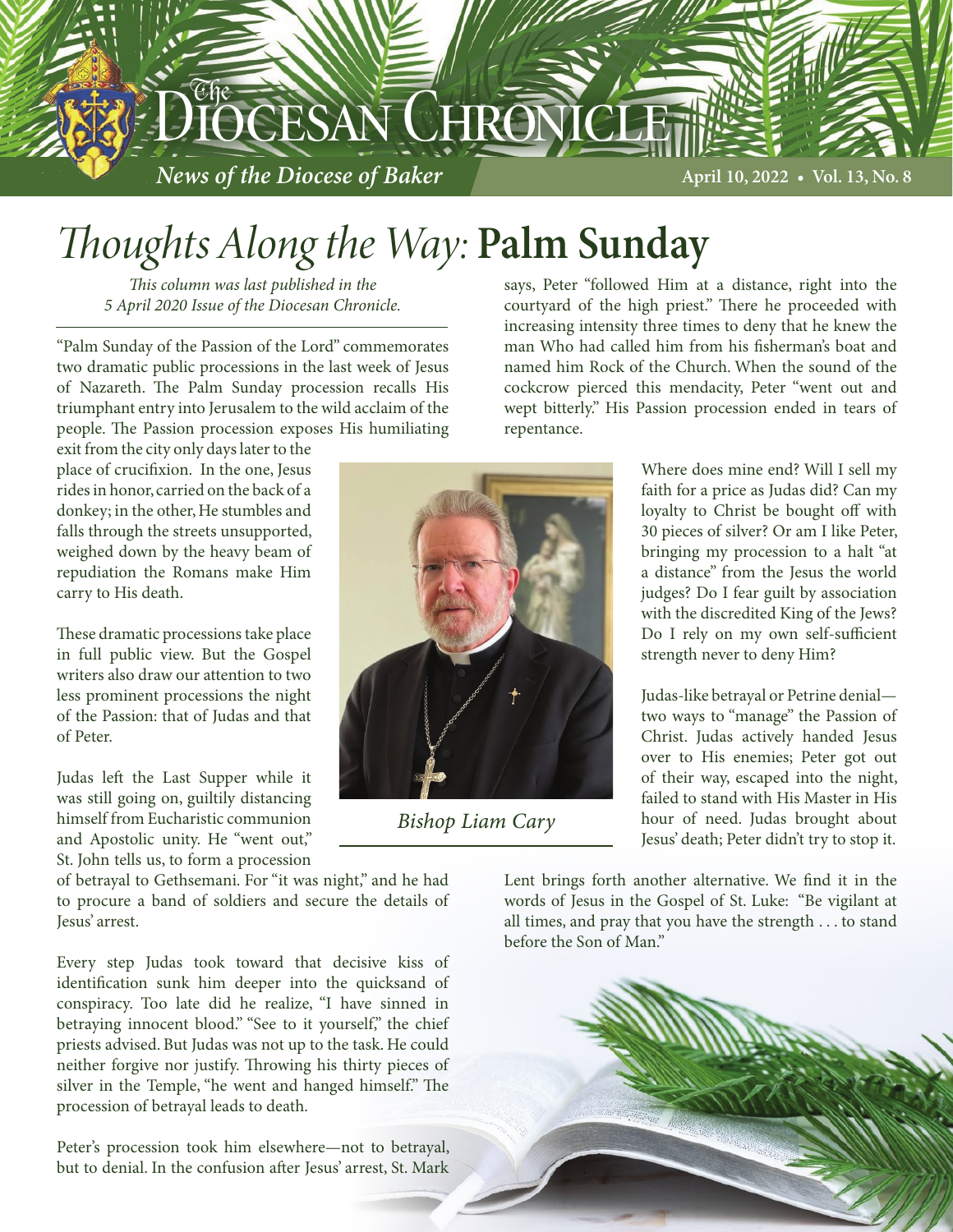# The Diocesan Chronicle

*News of the Diocese of Baker*

April 10, 2022 • Vol. 13, No. 8

# *Thoughts Along the Way:* Palm Sunday

*This column was last published in the 5 April 2020 Issue of the Diocesan Chronicle.*

"Palm Sunday of the Passion of the Lord" commemorates two dramatic public processions in the last week of Jesus of Nazareth. The Palm Sunday procession recalls His triumphant entry into Jerusalem to the wild acclaim of the people. The Passion procession exposes His humiliating exit from the city only days later to the place of crucifixion. In the one, Jesus rides in honor, carried on the back of a donkey; in the other, He stumbles and falls through the streets unsupported, weighed down by the heavy beam of repudiation the Romans make Him carry to His death.

These dramatic processions take place in full public view. But the Gospel writers also draw our attention to two less prominent processions the night of the Passion: that of Judas and that of Peter.

Judas left the Last Supper while it was still going on, guiltily distancing himself from Eucharistic communion and Apostolic unity. He "went out," St. John tells us, to form a procession of betrayal to Gethsemani. For "it was night," and he had to procure a band of soldiers and secure the details of Jesus' arrest.

Every step Judas took toward that decisive kiss of identification sunk him deeper into the quicksand of conspiracy. Too late did he realize, "I have sinned in betraying innocent blood." "See to it yourself," the chief priests advised. But Judas was not up to the task. He could neither forgive nor justify. Throwing his thirty pieces of silver in the Temple, "he went and hanged himself." The procession of betrayal leads to death.

Peter's procession took him elsewhere—not to betrayal, but to denial. In the confusion after Jesus' arrest, St. Mark says, Peter "followed Him at a distance, right into the courtyard of the high priest." There he proceeded with increasing intensity three times to deny that he knew the man Who had called him from his fisherman's boat and named him Rock of the Church. When the sound of the cockcrow pierced this mendacity, Peter "went out and wept bitterly." His Passion procession ended in tears of repentance.

*Bishop Liam Cary*

Where does mine end? Will I sell my faith for a price as Judas did? Can my loyalty to Christ be bought off with 30 pieces of silver? Or am I like Peter, bringing my procession to a halt "at a distance" from the Jesus the world judges? Do I fear guilt by association with the discredited King of the Jews? Do I rely on my own self-sufficient strength never to deny Him?

Judas-like betrayal or Petrine denial—two ways to "manage" the Passion of Christ. Judas actively handed Jesus over to His enemies; Peter got out of their way, escaped into the night, failed to stand with His Master in His hour of need. Judas brought about Jesus' death; Peter didn't try to stop it.

Lent brings forth another alternative. We find it in the words of Jesus in the Gospel of St. Luke: "Be vigilant at all times, and pray that you have the strength . . . to stand before the Son of Man."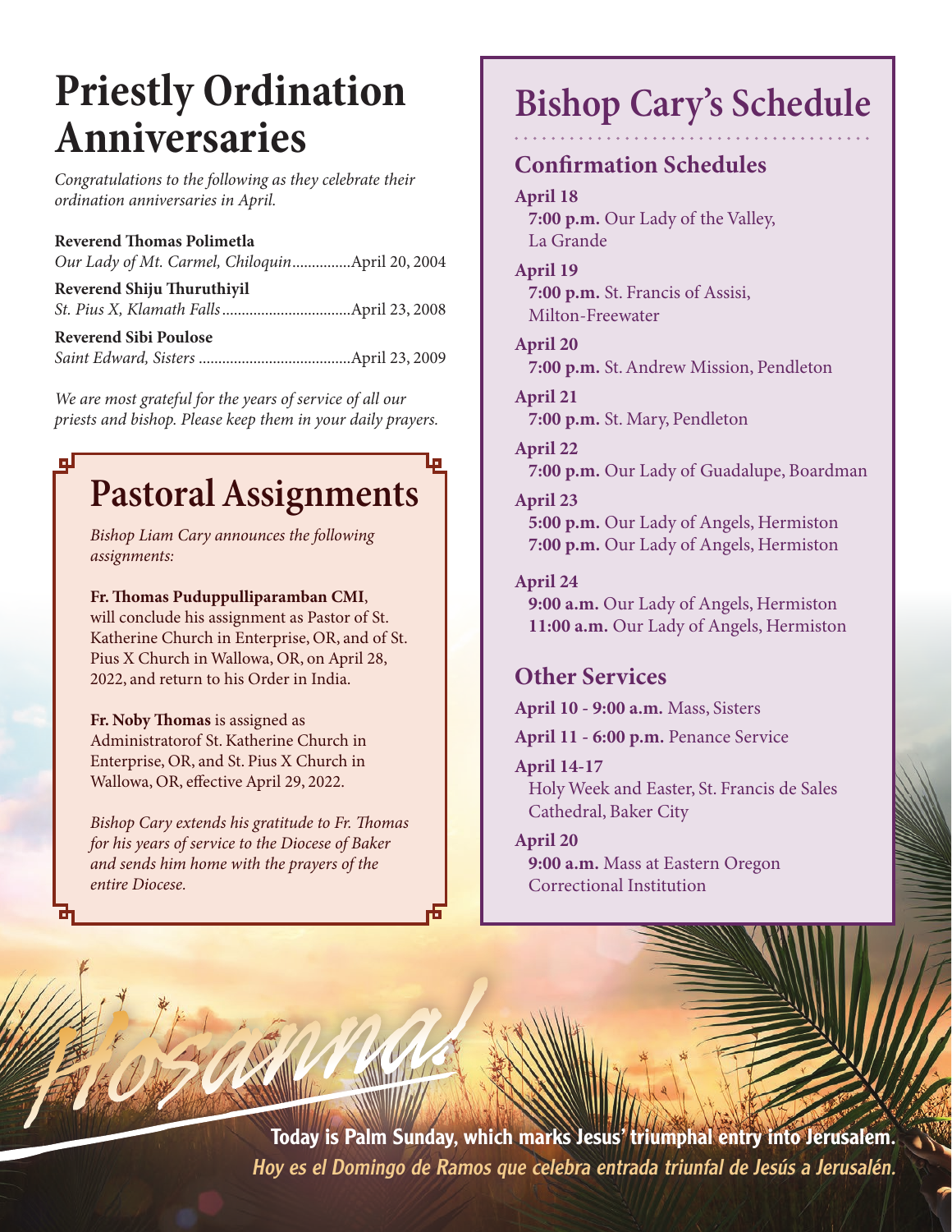# Priestly Ordination Anniversaries

*Congratulations to the following as they celebrate their ordination anniversaries in April.*

**Reverend Thomas Polimetla**
*Our Lady of Mt. Carmel, Chiloquin*...............April 20, 2004

**Reverend Shiju Thuruthiyil**
*St. Pius X, Klamath Falls*.................................April 23, 2008

**Reverend Sibi Poulose**
*Saint Edward, Sisters* .......................................April 23, 2009

*We are most grateful for the years of service of all our priests and bishop. Please keep them in your daily prayers.*

## Pastoral Assignments

*Bishop Liam Cary announces the following assignments:*

**Fr. Thomas Puduppulliparamban CMI**, will conclude his assignment as Pastor of St. Katherine Church in Enterprise, OR, and of St. Pius X Church in Wallowa, OR, on April 28, 2022, and return to his Order in India.

**Fr. Noby Thomas** is assigned as Administratorof St. Katherine Church in Enterprise, OR, and St. Pius X Church in Wallowa, OR, effective April 29, 2022.

*Bishop Cary extends his gratitude to Fr. Thomas for his years of service to the Diocese of Baker and sends him home with the prayers of the entire Diocese.*

# Bishop Cary's Schedule

## Confirmation Schedules

**April 18**
**7:00 p.m.** Our Lady of the Valley, La Grande

**April 19**
**7:00 p.m.** St. Francis of Assisi, Milton-Freewater

**April 20**
**7:00 p.m.** St. Andrew Mission, Pendleton

**April 21**
**7:00 p.m.** St. Mary, Pendleton

**April 22**
**7:00 p.m.** Our Lady of Guadalupe, Boardman

**April 23**
**5:00 p.m.** Our Lady of Angels, Hermiston
**7:00 p.m.** Our Lady of Angels, Hermiston

**April 24**
**9:00 a.m.** Our Lady of Angels, Hermiston
**11:00 a.m.** Our Lady of Angels, Hermiston

## Other Services

**April 10 - 9:00 a.m.** Mass, Sisters

**April 11 - 6:00 p.m.** Penance Service

**April 14-17**
Holy Week and Easter, St. Francis de Sales Cathedral, Baker City

**April 20**
**9:00 a.m.** Mass at Eastern Oregon Correctional Institution

*Hosanna!*

**Today is Palm Sunday, which marks Jesus' triumphal entry into Jerusalem.**
***Hoy es el Domingo de Ramos que celebra entrada triunfal de Jesús a Jerusalén.***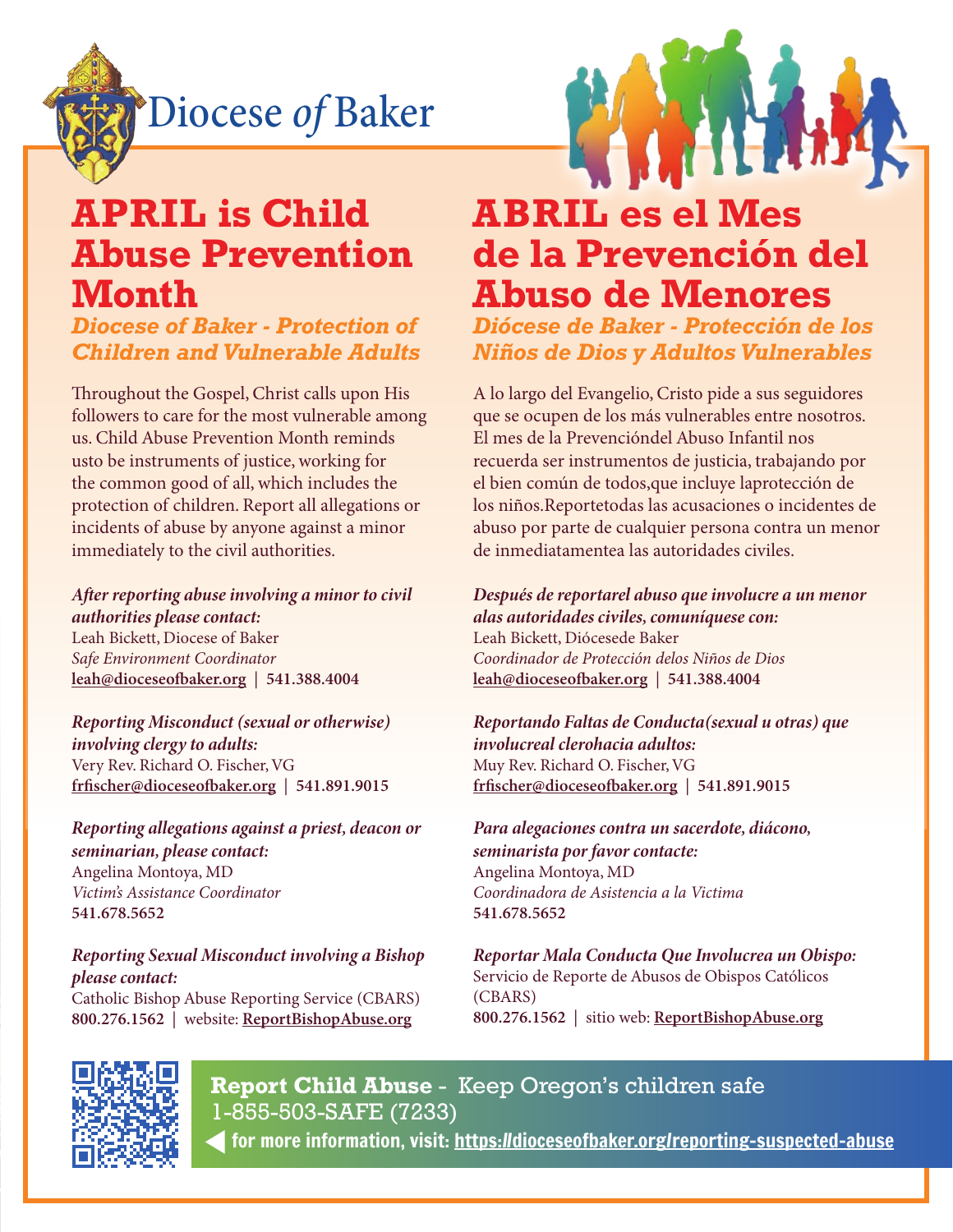# Diocese *of* Baker

## APRIL is Child Abuse Prevention Month

***Diocese of Baker - Protection of Children and Vulnerable Adults***

Throughout the Gospel, Christ calls upon His followers to care for the most vulnerable among us. Child Abuse Prevention Month reminds usto be instruments of justice, working for the common good of all, which includes the protection of children. Report all allegations or incidents of abuse by anyone against a minor immediately to the civil authorities.

***After reporting abuse involving a minor to civil authorities please contact:***
Leah Bickett, Diocese of Baker
*Safe Environment Coordinator*
leah@dioceseofbaker.org | **541.388.4004**

***Reporting Misconduct (sexual or otherwise) involving clergy to adults:***
Very Rev. Richard O. Fischer, VG
frfischer@dioceseofbaker.org | **541.891.9015**

***Reporting allegations against a priest, deacon or seminarian, please contact:***
Angelina Montoya, MD
*Victim's Assistance Coordinator*
**541.678.5652**

***Reporting Sexual Misconduct involving a Bishop please contact:***
Catholic Bishop Abuse Reporting Service (CBARS)
**800.276.1562** | website: **ReportBishopAbuse.org**

## ABRIL es el Mes de la Prevención del Abuso de Menores

***Diócese de Baker - Protección de los Niños de Dios y Adultos Vulnerables***

A lo largo del Evangelio, Cristo pide a sus seguidores que se ocupen de los más vulnerables entre nosotros. El mes de la Prevencióndel Abuso Infantil nos recuerda ser instrumentos de justicia, trabajando por el bien común de todos,que incluye laprotección de los niños.Reportetodas las acusaciones o incidentes de abuso por parte de cualquier persona contra un menor de inmediatamentea las autoridades civiles.

***Después de reportarel abuso que involucre a un menor alas autoridades civiles, comuníquese con:***
Leah Bickett, Diócesede Baker
*Coordinador de Protección delos Niños de Dios*
leah@dioceseofbaker.org | **541.388.4004**

***Reportando Faltas de Conducta(sexual u otras) que involucreal clerohacia adultos:***
Muy Rev. Richard O. Fischer, VG
frfischer@dioceseofbaker.org | **541.891.9015**

***Para alegaciones contra un sacerdote, diácono, seminarista por favor contacte:***
Angelina Montoya, MD
*Coordinadora de Asistencia a la Victima*
**541.678.5652**

***Reportar Mala Conducta Que Involucrea un Obispo:***
Servicio de Reporte de Abusos de Obispos Católicos (CBARS)
**800.276.1562** | sitio web: **ReportBishopAbuse.org**

**Report Child Abuse** - Keep Oregon's children safe
1-855-503-SAFE (7233)
**for more information, visit: https://dioceseofbaker.org/reporting-suspected-abuse**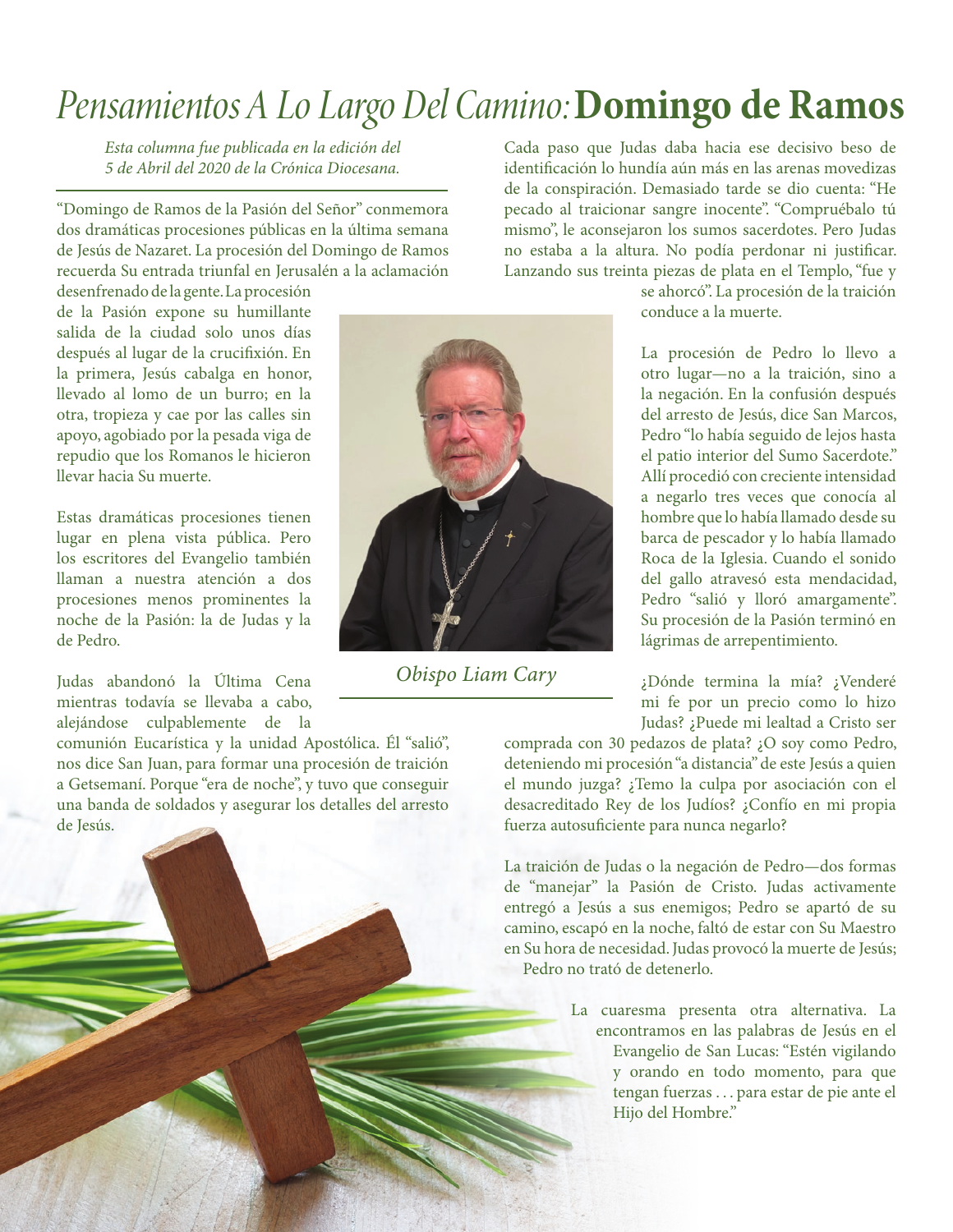# *Pensamientos A Lo Largo Del Camino:* **Domingo de Ramos**

*Esta columna fue publicada en la edición del 5 de Abril del 2020 de la Crónica Diocesana.*

"Domingo de Ramos de la Pasión del Señor" conmemora dos dramáticas procesiones públicas en la última semana de Jesús de Nazaret. La procesión del Domingo de Ramos recuerda Su entrada triunfal en Jerusalén a la aclamación desenfrenado de la gente. La procesión de la Pasión expone su humillante salida de la ciudad solo unos días después al lugar de la crucifixión. En la primera, Jesús cabalga en honor, llevado al lomo de un burro; en la otra, tropieza y cae por las calles sin apoyo, agobiado por la pesada viga de repudio que los Romanos le hicieron llevar hacia Su muerte.

Estas dramáticas procesiones tienen lugar en plena vista pública. Pero los escritores del Evangelio también llaman a nuestra atención a dos procesiones menos prominentes la noche de la Pasión: la de Judas y la de Pedro.

*Obispo Liam Cary*

Judas abandonó la Última Cena mientras todavía se llevaba a cabo, alejándose culpablemente de la comunión Eucarística y la unidad Apostólica. Él "salió", nos dice San Juan, para formar una procesión de traición a Getsemaní. Porque "era de noche", y tuvo que conseguir una banda de soldados y asegurar los detalles del arresto de Jesús.

Cada paso que Judas daba hacia ese decisivo beso de identificación lo hundía aún más en las arenas movedizas de la conspiración. Demasiado tarde se dio cuenta: "He pecado al traicionar sangre inocente". "Compruébalo tú mismo", le aconsejaron los sumos sacerdotes. Pero Judas no estaba a la altura. No podía perdonar ni justificar. Lanzando sus treinta piezas de plata en el Templo, "fue y se ahorcó". La procesión de la traición conduce a la muerte.

La procesión de Pedro lo llevo a otro lugar—no a la traición, sino a la negación. En la confusión después del arresto de Jesús, dice San Marcos, Pedro "lo había seguido de lejos hasta el patio interior del Sumo Sacerdote." Allí procedió con creciente intensidad a negarlo tres veces que conocía al hombre que lo había llamado desde su barca de pescador y lo había llamado Roca de la Iglesia. Cuando el sonido del gallo atravesó esta mendacidad, Pedro "salió y lloró amargamente". Su procesión de la Pasión terminó en lágrimas de arrepentimiento.

¿Dónde termina la mía? ¿Venderé mi fe por un precio como lo hizo Judas? ¿Puede mi lealtad a Cristo ser comprada con 30 pedazos de plata? ¿O soy como Pedro, deteniendo mi procesión "a distancia" de este Jesús a quien el mundo juzga? ¿Temo la culpa por asociación con el desacreditado Rey de los Judíos? ¿Confío en mi propia fuerza autosuficiente para nunca negarlo?

La traición de Judas o la negación de Pedro—dos formas de "manejar" la Pasión de Cristo. Judas activamente entregó a Jesús a sus enemigos; Pedro se apartó de su camino, escapó en la noche, faltó de estar con Su Maestro en Su hora de necesidad. Judas provocó la muerte de Jesús; Pedro no trató de detenerlo.

La cuaresma presenta otra alternativa. La encontramos en las palabras de Jesús en el Evangelio de San Lucas: "Estén vigilando y orando en todo momento, para que tengan fuerzas . . . para estar de pie ante el Hijo del Hombre."